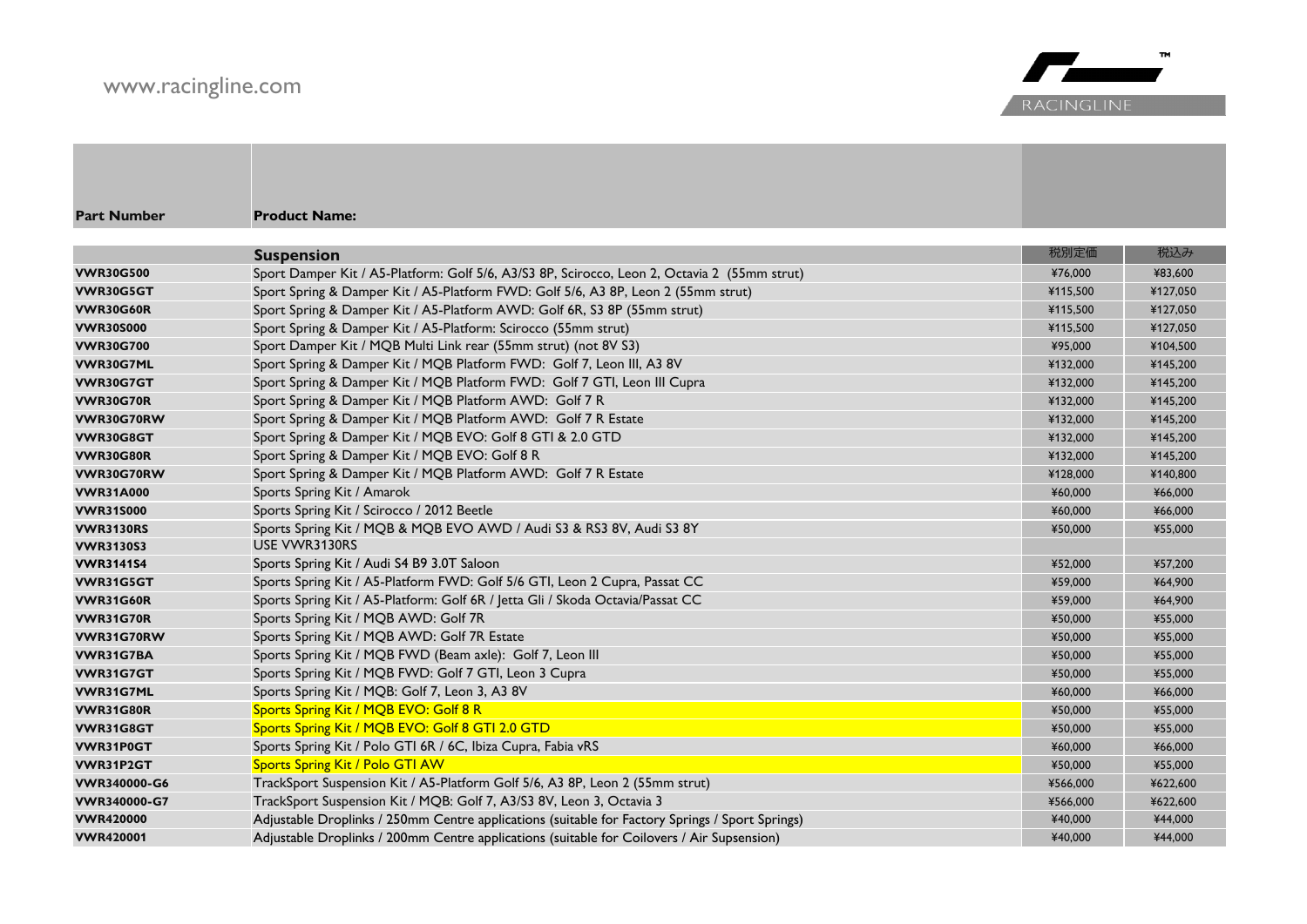www.racingline.com

RACINGLINE

| Part Number | Product Name: | | |
|---|---|---|---|
| | **Suspension** | 税別定価 | 税込み |
| **VWR30G500** | Sport Damper Kit / A5-Platform: Golf 5/6, A3/S3 8P, Scirocco, Leon 2, Octavia 2 (55mm strut) | ¥76,000 | ¥83,600 |
| **VWR30G5GT** | Sport Spring & Damper Kit / A5-Platform FWD: Golf 5/6, A3 8P, Leon 2 (55mm strut) | ¥115,500 | ¥127,050 |
| **VWR30G60R** | Sport Spring & Damper Kit / A5-Platform AWD: Golf 6R, S3 8P (55mm strut) | ¥115,500 | ¥127,050 |
| **VWR30S000** | Sport Spring & Damper Kit / A5-Platform: Scirocco (55mm strut) | ¥115,500 | ¥127,050 |
| **VWR30G700** | Sport Damper Kit / MQB Multi Link rear (55mm strut) (not 8V S3) | ¥95,000 | ¥104,500 |
| **VWR30G7ML** | Sport Spring & Damper Kit / MQB Platform FWD: Golf 7, Leon III, A3 8V | ¥132,000 | ¥145,200 |
| **VWR30G7GT** | Sport Spring & Damper Kit / MQB Platform FWD: Golf 7 GTI, Leon III Cupra | ¥132,000 | ¥145,200 |
| **VWR30G70R** | Sport Spring & Damper Kit / MQB Platform AWD: Golf 7 R | ¥132,000 | ¥145,200 |
| **VWR30G70RW** | Sport Spring & Damper Kit / MQB Platform AWD: Golf 7 R Estate | ¥132,000 | ¥145,200 |
| **VWR30G8GT** | Sport Spring & Damper Kit / MQB EVO: Golf 8 GTI & 2.0 GTD | ¥132,000 | ¥145,200 |
| **VWR30G80R** | Sport Spring & Damper Kit / MQB EVO: Golf 8 R | ¥132,000 | ¥145,200 |
| **VWR30G70RW** | Sport Spring & Damper Kit / MQB Platform AWD: Golf 7 R Estate | ¥128,000 | ¥140,800 |
| **VWR31A000** | Sports Spring Kit / Amarok | ¥60,000 | ¥66,000 |
| **VWR31S000** | Sports Spring Kit / Scirocco / 2012 Beetle | ¥60,000 | ¥66,000 |
| **VWR3130RS** | Sports Spring Kit / MQB & MQB EVO AWD / Audi S3 & RS3 8V, Audi S3 8Y | ¥50,000 | ¥55,000 |
| **VWR3130S3** | USE VWR3130RS | | |
| **VWR3141S4** | Sports Spring Kit / Audi S4 B9 3.0T Saloon | ¥52,000 | ¥57,200 |
| **VWR31G5GT** | Sports Spring Kit / A5-Platform FWD: Golf 5/6 GTI, Leon 2 Cupra, Passat CC | ¥59,000 | ¥64,900 |
| **VWR31G60R** | Sports Spring Kit / A5-Platform: Golf 6R / Jetta Gli / Skoda Octavia/Passat CC | ¥59,000 | ¥64,900 |
| **VWR31G70R** | Sports Spring Kit / MQB AWD: Golf 7R | ¥50,000 | ¥55,000 |
| **VWR31G70RW** | Sports Spring Kit / MQB AWD: Golf 7R Estate | ¥50,000 | ¥55,000 |
| **VWR31G7BA** | Sports Spring Kit / MQB FWD (Beam axle): Golf 7, Leon III | ¥50,000 | ¥55,000 |
| **VWR31G7GT** | Sports Spring Kit / MQB FWD: Golf 7 GTI, Leon 3 Cupra | ¥50,000 | ¥55,000 |
| **VWR31G7ML** | Sports Spring Kit / MQB: Golf 7, Leon 3, A3 8V | ¥60,000 | ¥66,000 |
| **VWR31G80R** | Sports Spring Kit / MQB EVO: Golf 8 R | ¥50,000 | ¥55,000 |
| **VWR31G8GT** | Sports Spring Kit / MQB EVO: Golf 8 GTI 2.0 GTD | ¥50,000 | ¥55,000 |
| **VWR31P0GT** | Sports Spring Kit / Polo GTI 6R / 6C, Ibiza Cupra, Fabia vRS | ¥60,000 | ¥66,000 |
| **VWR31P2GT** | Sports Spring Kit / Polo GTI AW | ¥50,000 | ¥55,000 |
| **VWR340000-G6** | TrackSport Suspension Kit / A5-Platform Golf 5/6, A3 8P, Leon 2 (55mm strut) | ¥566,000 | ¥622,600 |
| **VWR340000-G7** | TrackSport Suspension Kit / MQB: Golf 7, A3/S3 8V, Leon 3, Octavia 3 | ¥566,000 | ¥622,600 |
| **VWR420000** | Adjustable Droplinks / 250mm Centre applications (suitable for Factory Springs / Sport Springs) | ¥40,000 | ¥44,000 |
| **VWR420001** | Adjustable Droplinks / 200mm Centre applications (suitable for Coilovers / Air Supsension) | ¥40,000 | ¥44,000 |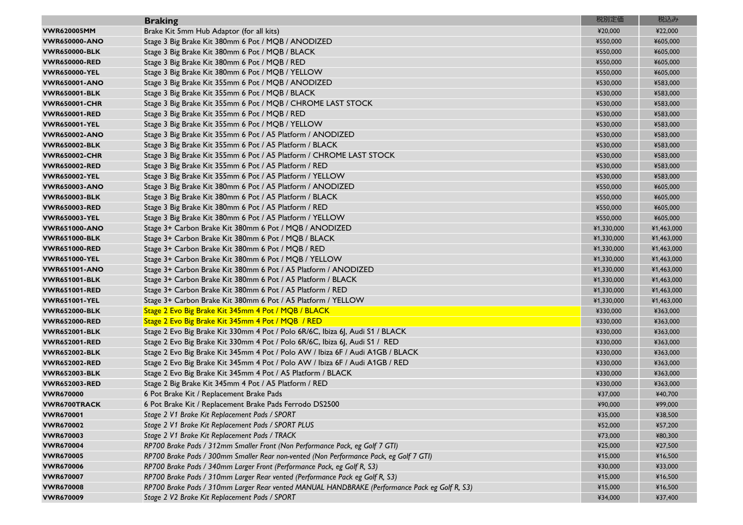| | **Braking** | 税別定価 | 税込み |
|---|---|---|---|
| **VWR620005MM** | Brake Kit 5mm Hub Adaptor (for all kits) | ¥20,000 | ¥22,000 |
| **VWR650000-ANO** | Stage 3 Big Brake Kit 380mm 6 Pot / MQB / ANODIZED | ¥550,000 | ¥605,000 |
| **VWR650000-BLK** | Stage 3 Big Brake Kit 380mm 6 Pot / MQB / BLACK | ¥550,000 | ¥605,000 |
| **VWR650000-RED** | Stage 3 Big Brake Kit 380mm 6 Pot / MQB / RED | ¥550,000 | ¥605,000 |
| **VWR650000-YEL** | Stage 3 Big Brake Kit 380mm 6 Pot / MQB / YELLOW | ¥550,000 | ¥605,000 |
| **VWR650001-ANO** | Stage 3 Big Brake Kit 355mm 6 Pot / MQB / ANODIZED | ¥530,000 | ¥583,000 |
| **VWR650001-BLK** | Stage 3 Big Brake Kit 355mm 6 Pot / MQB / BLACK | ¥530,000 | ¥583,000 |
| **VWR650001-CHR** | Stage 3 Big Brake Kit 355mm 6 Pot / MQB / CHROME LAST STOCK | ¥530,000 | ¥583,000 |
| **VWR650001-RED** | Stage 3 Big Brake Kit 355mm 6 Pot / MQB / RED | ¥530,000 | ¥583,000 |
| **VWR650001-YEL** | Stage 3 Big Brake Kit 355mm 6 Pot / MQB / YELLOW | ¥530,000 | ¥583,000 |
| **VWR650002-ANO** | Stage 3 Big Brake Kit 355mm 6 Pot / A5 Platform / ANODIZED | ¥530,000 | ¥583,000 |
| **VWR650002-BLK** | Stage 3 Big Brake Kit 355mm 6 Pot / A5 Platform / BLACK | ¥530,000 | ¥583,000 |
| **VWR650002-CHR** | Stage 3 Big Brake Kit 355mm 6 Pot / A5 Platform / CHROME LAST STOCK | ¥530,000 | ¥583,000 |
| **VWR650002-RED** | Stage 3 Big Brake Kit 355mm 6 Pot / A5 Platform / RED | ¥530,000 | ¥583,000 |
| **VWR650002-YEL** | Stage 3 Big Brake Kit 355mm 6 Pot / A5 Platform / YELLOW | ¥530,000 | ¥583,000 |
| **VWR650003-ANO** | Stage 3 Big Brake Kit 380mm 6 Pot / A5 Platform / ANODIZED | ¥550,000 | ¥605,000 |
| **VWR650003-BLK** | Stage 3 Big Brake Kit 380mm 6 Pot / A5 Platform / BLACK | ¥550,000 | ¥605,000 |
| **VWR650003-RED** | Stage 3 Big Brake Kit 380mm 6 Pot / A5 Platform / RED | ¥550,000 | ¥605,000 |
| **VWR650003-YEL** | Stage 3 Big Brake Kit 380mm 6 Pot / A5 Platform / YELLOW | ¥550,000 | ¥605,000 |
| **VWR651000-ANO** | Stage 3+ Carbon Brake Kit 380mm 6 Pot / MQB / ANODIZED | ¥1,330,000 | ¥1,463,000 |
| **VWR651000-BLK** | Stage 3+ Carbon Brake Kit 380mm 6 Pot / MQB / BLACK | ¥1,330,000 | ¥1,463,000 |
| **VWR651000-RED** | Stage 3+ Carbon Brake Kit 380mm 6 Pot / MQB / RED | ¥1,330,000 | ¥1,463,000 |
| **VWR651000-YEL** | Stage 3+ Carbon Brake Kit 380mm 6 Pot / MQB / YELLOW | ¥1,330,000 | ¥1,463,000 |
| **VWR651001-ANO** | Stage 3+ Carbon Brake Kit 380mm 6 Pot / A5 Platform / ANODIZED | ¥1,330,000 | ¥1,463,000 |
| **VWR651001-BLK** | Stage 3+ Carbon Brake Kit 380mm 6 Pot / A5 Platform / BLACK | ¥1,330,000 | ¥1,463,000 |
| **VWR651001-RED** | Stage 3+ Carbon Brake Kit 380mm 6 Pot / A5 Platform / RED | ¥1,330,000 | ¥1,463,000 |
| **VWR651001-YEL** | Stage 3+ Carbon Brake Kit 380mm 6 Pot / A5 Platform / YELLOW | ¥1,330,000 | ¥1,463,000 |
| **VWR652000-BLK** | Stage 2 Evo Big Brake Kit 345mm 4 Pot / MQB / BLACK | ¥330,000 | ¥363,000 |
| **VWR652000-RED** | Stage 2 Evo Big Brake Kit 345mm 4 Pot / MQB / RED | ¥330,000 | ¥363,000 |
| **VWR652001-BLK** | Stage 2 Evo Big Brake Kit 330mm 4 Pot / Polo 6R/6C, Ibiza 6J, Audi S1 / BLACK | ¥330,000 | ¥363,000 |
| **VWR652001-RED** | Stage 2 Evo Big Brake Kit 330mm 4 Pot / Polo 6R/6C, Ibiza 6J, Audi S1 / RED | ¥330,000 | ¥363,000 |
| **VWR652002-BLK** | Stage 2 Evo Big Brake Kit 345mm 4 Pot / Polo AW / Ibiza 6F / Audi A1GB / BLACK | ¥330,000 | ¥363,000 |
| **VWR652002-RED** | Stage 2 Evo Big Brake Kit 345mm 4 Pot / Polo AW / Ibiza 6F / Audi A1GB / RED | ¥330,000 | ¥363,000 |
| **VWR652003-BLK** | Stage 2 Evo Big Brake Kit 345mm 4 Pot / A5 Platform / BLACK | ¥330,000 | ¥363,000 |
| **VWR652003-RED** | Stage 2 Big Brake Kit 345mm 4 Pot / A5 Platform / RED | ¥330,000 | ¥363,000 |
| **VWR670000** | 6 Pot Brake Kit / Replacement Brake Pads | ¥37,000 | ¥40,700 |
| **VWR6700TRACK** | 6 Pot Brake Kit / Replacement Brake Pads Ferrodo DS2500 | ¥90,000 | ¥99,000 |
| **VWR670001** | *Stage 2 V1 Brake Kit Replacement Pads / SPORT* | ¥35,000 | ¥38,500 |
| **VWR670002** | *Stage 2 V1 Brake Kit Replacement Pads / SPORT PLUS* | ¥52,000 | ¥57,200 |
| **VWR670003** | *Stage 2 V1 Brake Kit Replacement Pads / TRACK* | ¥73,000 | ¥80,300 |
| **VWR670004** | *RP700 Brake Pads / 312mm Smaller Front (Non Performance Pack, eg Golf 7 GTI)* | ¥25,000 | ¥27,500 |
| **VWR670005** | *RP700 Brake Pads / 300mm Smaller Rear non-vented (Non Performance Pack, eg Golf 7 GTI)* | ¥15,000 | ¥16,500 |
| **VWR670006** | *RP700 Brake Pads / 340mm Larger Front (Performance Pack, eg Golf R, S3)* | ¥30,000 | ¥33,000 |
| **VWR670007** | *RP700 Brake Pads / 310mm Larger Rear vented (Performance Pack eg Golf R, S3)* | ¥15,000 | ¥16,500 |
| **VWR670008** | *RP700 Brake Pads / 310mm Larger Rear vented MANUAL HANDBRAKE (Performance Pack eg Golf R, S3)* | ¥15,000 | ¥16,500 |
| **VWR670009** | *Stage 2 V2 Brake Kit Replacement Pads / SPORT* | ¥34,000 | ¥37,400 |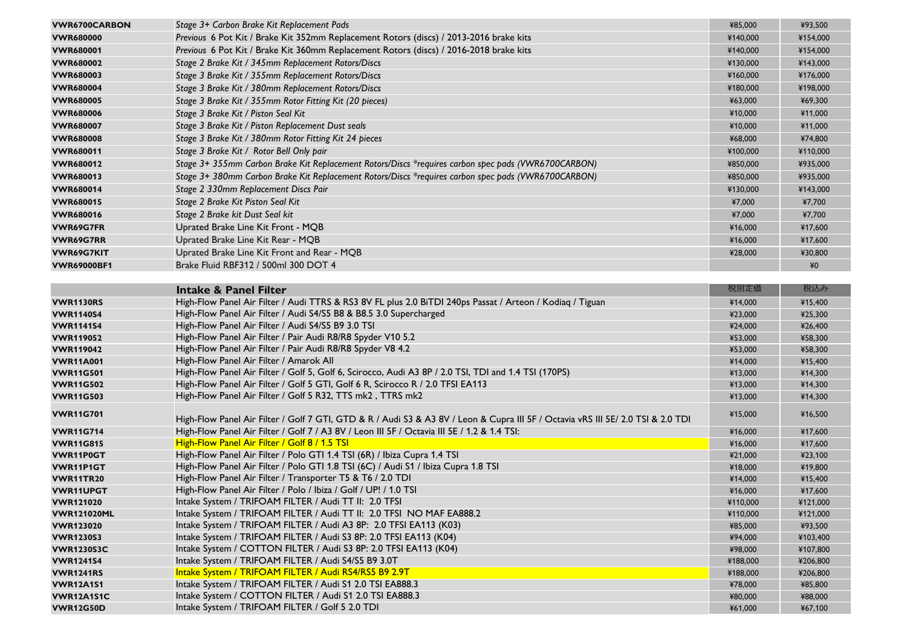| | | | |
|---|---|---|---|
| **VWR6700CARBON** | *Stage 3+ Carbon Brake Kit Replacement Pads* | ¥85,000 | ¥93,500 |
| **VWR680000** | *Previous 6 Pot Kit / Brake Kit 352mm Replacement Rotors (discs) / 2013-2016 brake kits* | ¥140,000 | ¥154,000 |
| **VWR680001** | *Previous 6 Pot Kit / Brake Kit 360mm Replacement Rotors (discs) / 2016-2018 brake kits* | ¥140,000 | ¥154,000 |
| **VWR680002** | *Stage 2 Brake Kit / 345mm Replacement Rotors/Discs* | ¥130,000 | ¥143,000 |
| **VWR680003** | *Stage 3 Brake Kit / 355mm Replacement Rotors/Discs* | ¥160,000 | ¥176,000 |
| **VWR680004** | *Stage 3 Brake Kit / 380mm Replacement Rotors/Discs* | ¥180,000 | ¥198,000 |
| **VWR680005** | *Stage 3 Brake Kit / 355mm Rotor Fitting Kit (20 pieces)* | ¥63,000 | ¥69,300 |
| **VWR680006** | *Stage 3 Brake Kit / Piston Seal Kit* | ¥10,000 | ¥11,000 |
| **VWR680007** | *Stage 3 Brake Kit / Piston Replacement Dust seals* | ¥10,000 | ¥11,000 |
| **VWR680008** | *Stage 3 Brake Kit / 380mm Rotor Fitting Kit 24 pieces* | ¥68,000 | ¥74,800 |
| **VWR680011** | *Stage 3 Brake Kit / Rotor Bell Only pair* | ¥100,000 | ¥110,000 |
| **VWR680012** | *Stage 3+ 355mm Carbon Brake Kit Replacement Rotors/Discs *requires carbon spec pads (VWR6700CARBON)* | ¥850,000 | ¥935,000 |
| **VWR680013** | *Stage 3+ 380mm Carbon Brake Kit Replacement Rotors/Discs *requires carbon spec pads (VWR6700CARBON)* | ¥850,000 | ¥935,000 |
| **VWR680014** | *Stage 2 330mm Replacement Discs Pair* | ¥130,000 | ¥143,000 |
| **VWR680015** | *Stage 2 Brake Kit Piston Seal Kit* | ¥7,000 | ¥7,700 |
| **VWR680016** | *Stage 2 Brake kit Dust Seal kit* | ¥7,000 | ¥7,700 |
| **VWR69G7FR** | Uprated Brake Line Kit Front - MQB | ¥16,000 | ¥17,600 |
| **VWR69G7RR** | Uprated Brake Line Kit Rear - MQB | ¥16,000 | ¥17,600 |
| **VWR69G7KIT** | Uprated Brake Line Kit Front and Rear - MQB | ¥28,000 | ¥30,800 |
| **VWR69000BF1** | Brake Fluid RBF312 / 500ml 300 DOT 4 | | ¥0 |

| | **Intake & Panel Filter** | 税別定価 | 税込み |
|---|---|---|---|
| **VWR1130RS** | High-Flow Panel Air Filter / Audi TTRS & RS3 8V FL plus 2.0 BiTDI 240ps Passat / Arteon / Kodiaq / Tiguan | ¥14,000 | ¥15,400 |
| **VWR1140S4** | High-Flow Panel Air Filter / Audi S4/S5 B8 & B8.5 3.0 Supercharged | ¥23,000 | ¥25,300 |
| **VWR1141S4** | High-Flow Panel Air Filter / Audi S4/S5 B9 3.0 TSI | ¥24,000 | ¥26,400 |
| **VWR119052** | High-Flow Panel Air Filter / Pair Audi R8/R8 Spyder V10 5.2 | ¥53,000 | ¥58,300 |
| **VWR119042** | High-Flow Panel Air Filter / Pair Audi R8/R8 Spyder V8 4.2 | ¥53,000 | ¥58,300 |
| **VWR11A001** | High-Flow Panel Air Filter / Amarok All | ¥14,000 | ¥15,400 |
| **VWR11G501** | High-Flow Panel Air Filter / Golf 5, Golf 6, Scirocco, Audi A3 8P / 2.0 TSI, TDI and 1.4 TSI (170PS) | ¥13,000 | ¥14,300 |
| **VWR11G502** | High-Flow Panel Air Filter / Golf 5 GTI, Golf 6 R, Scirocco R / 2.0 TFSI EA113 | ¥13,000 | ¥14,300 |
| **VWR11G503** | High-Flow Panel Air Filter / Golf 5 R32, TTS mk2 , TTRS mk2 | ¥13,000 | ¥14,300 |
| **VWR11G701** | High-Flow Panel Air Filter / Golf 7 GTI, GTD & R / Audi S3 & A3 8V / Leon & Cupra III 5F / Octavia vRS III 5E/ 2.0 TSI & 2.0 TDI | ¥15,000 | ¥16,500 |
| **VWR11G714** | High-Flow Panel Air Filter / Golf 7 / A3 8V / Leon III 5F / Octavia III 5E / 1.2 & 1.4 TSI: | ¥16,000 | ¥17,600 |
| **VWR11G815** | High-Flow Panel Air Filter / Golf 8 / 1.5 TSI | ¥16,000 | ¥17,600 |
| **VWR11P0GT** | High-Flow Panel Air Filter / Polo GTI 1.4 TSI (6R) / Ibiza Cupra 1.4 TSI | ¥21,000 | ¥23,100 |
| **VWR11P1GT** | High-Flow Panel Air Filter / Polo GTI 1.8 TSI (6C) / Audi S1 / Ibiza Cupra 1.8 TSI | ¥18,000 | ¥19,800 |
| **VWR11TR20** | High-Flow Panel Air Filter / Transporter T5 & T6 / 2.0 TDI | ¥14,000 | ¥15,400 |
| **VWR11UPGT** | High-Flow Panel Air Filter / Polo / Ibiza / Golf / UP! / 1.0 TSI | ¥16,000 | ¥17,600 |
| **VWR121020** | Intake System / TRIFOAM FILTER / Audi TT II: 2.0 TFSI | ¥110,000 | ¥121,000 |
| **VWR121020ML** | Intake System / TRIFOAM FILTER / Audi TT II: 2.0 TFSI NO MAF EA888.2 | ¥110,000 | ¥121,000 |
| **VWR123020** | Intake System / TRIFOAM FILTER / Audi A3 8P: 2.0 TFSI EA113 (K03) | ¥85,000 | ¥93,500 |
| **VWR1230S3** | Intake System / TRIFOAM FILTER / Audi S3 8P: 2.0 TFSI EA113 (K04) | ¥94,000 | ¥103,400 |
| **VWR1230S3C** | Intake System / COTTON FILTER / Audi S3 8P: 2.0 TFSI EA113 (K04) | ¥98,000 | ¥107,800 |
| **VWR1241S4** | Intake System / TRIFOAM FILTER / Audi S4/S5 B9 3.0T | ¥188,000 | ¥206,800 |
| **VWR1241RS** | Intake System / TRIFOAM FILTER / Audi RS4/RS5 B9 2.9T | ¥188,000 | ¥206,800 |
| **VWR12A1S1** | Intake System / TRIFOAM FILTER / Audi S1 2.0 TSI EA888.3 | ¥78,000 | ¥85,800 |
| **VWR12A1S1C** | Intake System / COTTON FILTER / Audi S1 2.0 TSI EA888.3 | ¥80,000 | ¥88,000 |
| **VWR12G50D** | Intake System / TRIFOAM FILTER / Golf 5 2.0 TDI | ¥61,000 | ¥67,100 |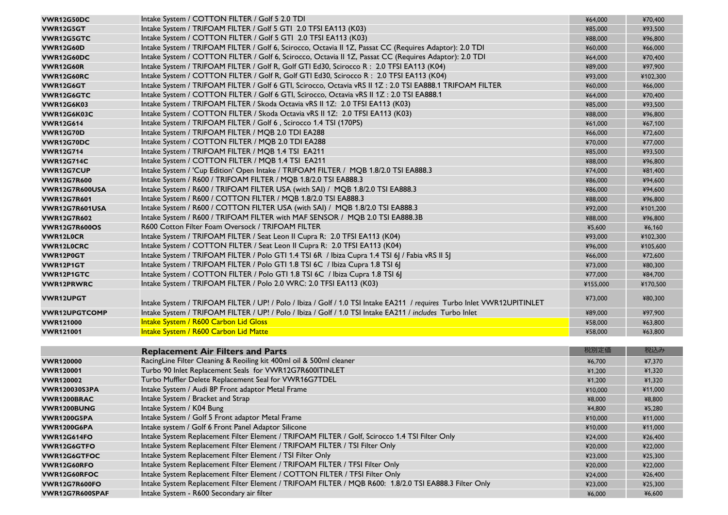| | | | |
|---|---|---|---|
| **VWR12G50DC** | Intake System / COTTON FILTER / Golf 5 2.0 TDI | ¥64,000 | ¥70,400 |
| **VWR12G5GT** | Intake System / TRIFOAM FILTER / Golf 5 GTI 2.0 TFSI EA113 (K03) | ¥85,000 | ¥93,500 |
| **VWR12G5GTC** | Intake System / COTTON FILTER / Golf 5 GTI 2.0 TFSI EA113 (K03) | ¥88,000 | ¥96,800 |
| **VWR12G60D** | Intake System / TRIFOAM FILTER / Golf 6, Scirocco, Octavia II 1Z, Passat CC (Requires Adaptor): 2.0 TDI | ¥60,000 | ¥66,000 |
| **VWR12G60DC** | Intake System / COTTON FILTER / Golf 6, Scirocco, Octavia II 1Z, Passat CC (Requires Adaptor): 2.0 TDI | ¥64,000 | ¥70,400 |
| **VWR12G60R** | Intake System / TRIFOAM FILTER / Golf R, Golf GTI Ed30, Scirocco R : 2.0 TFSI EA113 (K04) | ¥89,000 | ¥97,900 |
| **VWR12G60RC** | Intake System / COTTON FILTER / Golf R, Golf GTI Ed30, Scirocco R : 2.0 TFSI EA113 (K04) | ¥93,000 | ¥102,300 |
| **VWR12G6GT** | Intake System / TRIFOAM FILTER / Golf 6 GTI, Scirocco, Octavia vRS II 1Z : 2.0 TSI EA888.1 TRIFOAM FILTER | ¥60,000 | ¥66,000 |
| **VWR12G6GTC** | Intake System / COTTON FILTER / Golf 6 GTI, Scirocco, Octavia vRS II 1Z : 2.0 TSI EA888.1 | ¥64,000 | ¥70,400 |
| **VWR12G6K03** | Intake System / TRIFOAM FILTER / Skoda Octavia vRS II 1Z: 2.0 TFSI EA113 (K03) | ¥85,000 | ¥93,500 |
| **VWR12G6K03C** | Intake System / COTTON FILTER / Skoda Octavia vRS II 1Z: 2.0 TFSI EA113 (K03) | ¥88,000 | ¥96,800 |
| **VWR12G614** | Intake System / TRIFOAM FILTER / Golf 6 , Scirocco 1.4 TSI (170PS) | ¥61,000 | ¥67,100 |
| **VWR12G70D** | Intake System / TRIFOAM FILTER / MQB 2.0 TDI EA288 | ¥66,000 | ¥72,600 |
| **VWR12G70DC** | Intake System / COTTON FILTER / MQB 2.0 TDI EA288 | ¥70,000 | ¥77,000 |
| **VWR12G714** | Intake System / TRIFOAM FILTER / MQB 1.4 TSI EA211 | ¥85,000 | ¥93,500 |
| **VWR12G714C** | Intake System / COTTON FILTER / MQB 1.4 TSI EA211 | ¥88,000 | ¥96,800 |
| **VWR12G7CUP** | Intake System / 'Cup Edition' Open Intake / TRIFOAM FILTER / MQB 1.8/2.0 TSI EA888.3 | ¥74,000 | ¥81,400 |
| **VWR12G7R600** | Intake System / R600 / TRIFOAM FILTER / MQB 1.8/2.0 TSI EA888.3 | ¥86,000 | ¥94,600 |
| **VWR12G7R600USA** | Intake System / R600 / TRIFOAM FILTER USA (with SAI) / MQB 1.8/2.0 TSI EA888.3 | ¥86,000 | ¥94,600 |
| **VWR12G7R601** | Intake System / R600 / COTTON FILTER / MQB 1.8/2.0 TSI EA888.3 | ¥88,000 | ¥96,800 |
| **VWR12G7R601USA** | Intake System / R600 / COTTON FILTER USA (with SAI) / MQB 1.8/2.0 TSI EA888.3 | ¥92,000 | ¥101,200 |
| **VWR12G7R602** | Intake System / R600 / TRIFOAM FILTER with MAF SENSOR / MQB 2.0 TSI EA888.3B | ¥88,000 | ¥96,800 |
| **VWR12G7R600OS** | R600 Cotton Filter Foam Oversock / TRIFOAM FILTER | ¥5,600 | ¥6,160 |
| **VWR12L0CR** | Intake System / TRIFOAM FILTER / Seat Leon II Cupra R: 2.0 TFSI EA113 (K04) | ¥93,000 | ¥102,300 |
| **VWR12L0CRC** | Intake System / COTTON FILTER / Seat Leon II Cupra R: 2.0 TFSI EA113 (K04) | ¥96,000 | ¥105,600 |
| **VWR12P0GT** | Intake System / TRIFOAM FILTER / Polo GTI 1.4 TSI 6R / Ibiza Cupra 1.4 TSI 6J / Fabia vRS II 5J | ¥66,000 | ¥72,600 |
| **VWR12P1GT** | Intake System / TRIFOAM FILTER / Polo GTI 1.8 TSI 6C / Ibiza Cupra 1.8 TSI 6J | ¥73,000 | ¥80,300 |
| **VWR12P1GTC** | Intake System / COTTON FILTER / Polo GTI 1.8 TSI 6C / Ibiza Cupra 1.8 TSI 6J | ¥77,000 | ¥84,700 |
| **VWR12PRWRC** | Intake System / TRIFOAM FILTER / Polo 2.0 WRC: 2.0 TFSI EA113 (K03) | ¥155,000 | ¥170,500 |
| **VWR12UPGT** | Intake System / TRIFOAM FILTER / UP! / Polo / Ibiza / Golf / 1.0 TSI Intake EA211 / *requires* Turbo Inlet VWR12UPITINLET | ¥73,000 | ¥80,300 |
| **VWR12UPGTCOMP** | Intake System / TRIFOAM FILTER / UP! / Polo / Ibiza / Golf / 1.0 TSI Intake EA211 / *includes* Turbo Inlet | ¥89,000 | ¥97,900 |
| **VWR121000** | Intake System / R600 Carbon Lid Gloss | ¥58,000 | ¥63,800 |
| **VWR121001** | Intake System / R600 Carbon Lid Matte | ¥58,000 | ¥63,800 |

| | **Replacement Air Filters and Parts** | 税別定価 | 税込み |
|---|---|---|---|
| **VWR120000** | RacingLine Filter Cleaning & Reoiling kit 400ml oil & 500ml cleaner | ¥6,700 | ¥7,370 |
| **VWR120001** | Turbo 90 Inlet Replacement Seals for VWR12G7R600ITINLET | ¥1,200 | ¥1,320 |
| **VWR120002** | Turbo Muffler Delete Replacement Seal for VWR16G7TDEL | ¥1,200 | ¥1,320 |
| **VWR120030S3PA** | Intake System / Audi 8P Front adaptor Metal Frame | ¥10,000 | ¥11,000 |
| **VWR1200BRAC** | Intake System / Bracket and Strap | ¥8,000 | ¥8,800 |
| **VWR1200BUNG** | Intake System / K04 Bung | ¥4,800 | ¥5,280 |
| **VWR1200G5PA** | Intake System / Golf 5 Front adaptor Metal Frame | ¥10,000 | ¥11,000 |
| **VWR1200G6PA** | Intake system / Golf 6 Front Panel Adaptor Silicone | ¥10,000 | ¥11,000 |
| **VWR12G614FO** | Intake System Replacement Filter Element / TRIFOAM FILTER / Golf, Scirocco 1.4 TSI Filter Only | ¥24,000 | ¥26,400 |
| **VWR12G6GTFO** | Intake System Replacement Filter Element / TRIFOAM FILTER / TSI Filter Only | ¥20,000 | ¥22,000 |
| **VWR12G6GTFOC** | Intake System Replacement Filter Element / TSI Filter Only | ¥23,000 | ¥25,300 |
| **VWR12G60RFO** | Intake System Replacement Filter Element / TRIFOAM FILTER / TFSI Filter Only | ¥20,000 | ¥22,000 |
| **VWR12G60RFOC** | Intake System Replacement Filter Element / COTTON FILTER / TFSI Filter Only | ¥24,000 | ¥26,400 |
| **VWR12G7R600FO** | Intake System Replacement Filter Element / TRIFOAM FILTER / MQB R600: 1.8/2.0 TSI EA888.3 Filter Only | ¥23,000 | ¥25,300 |
| **VWR12G7R600SPAF** | Intake System - R600 Secondary air filter | ¥6,000 | ¥6,600 |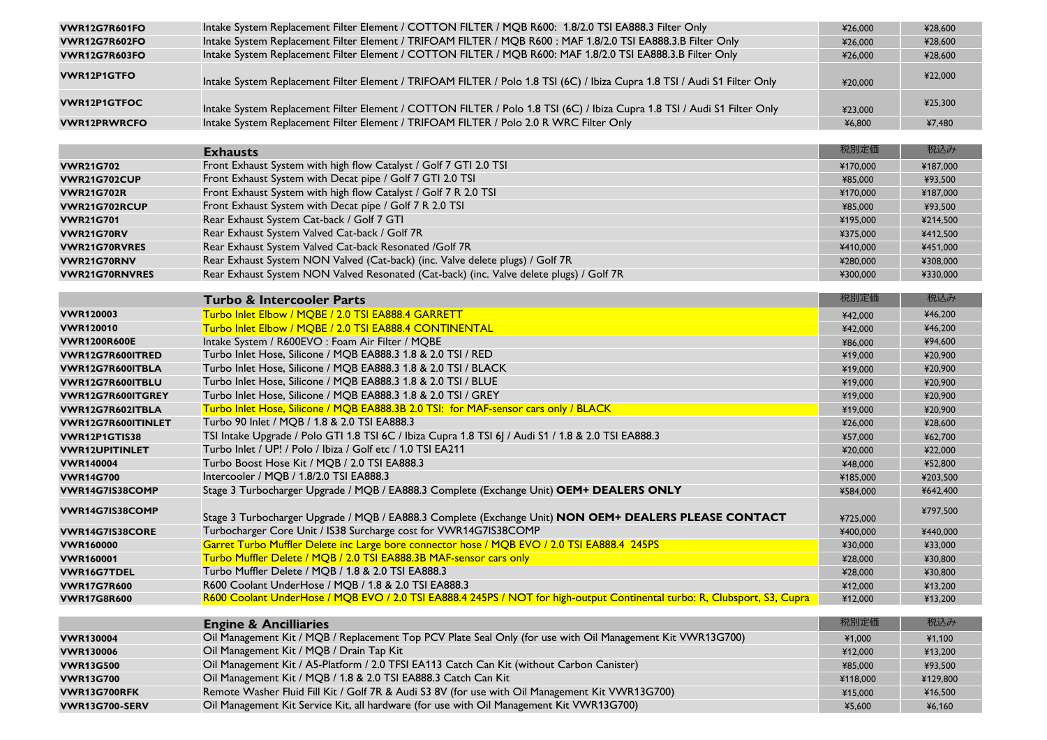| | | | |
|---|---|---|---|
| VWR12G7R601FO | Intake System Replacement Filter Element / COTTON FILTER / MQB R600: 1.8/2.0 TSI EA888.3 Filter Only | ¥26,000 | ¥28,600 |
| VWR12G7R602FO | Intake System Replacement Filter Element / TRIFOAM FILTER / MQB R600 : MAF 1.8/2.0 TSI EA888.3.B Filter Only | ¥26,000 | ¥28,600 |
| VWR12G7R603FO | Intake System Replacement Filter Element / COTTON FILTER / MQB R600: MAF 1.8/2.0 TSI EA888.3.B Filter Only | ¥26,000 | ¥28,600 |
| VWR12P1GTFO | Intake System Replacement Filter Element / TRIFOAM FILTER / Polo 1.8 TSI (6C) / Ibiza Cupra 1.8 TSI / Audi S1 Filter Only | ¥20,000 | ¥22,000 |
| VWR12P1GTFOC | Intake System Replacement Filter Element / COTTON FILTER / Polo 1.8 TSI (6C) / Ibiza Cupra 1.8 TSI / Audi S1 Filter Only | ¥23,000 | ¥25,300 |
| VWR12PRWRCFO | Intake System Replacement Filter Element / TRIFOAM FILTER / Polo 2.0 R WRC Filter Only | ¥6,800 | ¥7,480 |

| | Exhausts | 税別定価 | 税込み |
|---|---|---|---|
| VWR21G702 | Front Exhaust System with high flow Catalyst / Golf 7 GTI 2.0 TSI | ¥170,000 | ¥187,000 |
| VWR21G702CUP | Front Exhaust System with Decat pipe / Golf 7 GTI 2.0 TSI | ¥85,000 | ¥93,500 |
| VWR21G702R | Front Exhaust System with high flow Catalyst / Golf 7 R 2.0 TSI | ¥170,000 | ¥187,000 |
| VWR21G702RCUP | Front Exhaust System with Decat pipe / Golf 7 R 2.0 TSI | ¥85,000 | ¥93,500 |
| VWR21G701 | Rear Exhaust System Cat-back / Golf 7 GTI | ¥195,000 | ¥214,500 |
| VWR21G70RV | Rear Exhaust System Valved Cat-back / Golf 7R | ¥375,000 | ¥412,500 |
| VWR21G70RVRES | Rear Exhaust System Valved Cat-back Resonated /Golf 7R | ¥410,000 | ¥451,000 |
| VWR21G70RNV | Rear Exhaust System NON Valved (Cat-back) (inc. Valve delete plugs) / Golf 7R | ¥280,000 | ¥308,000 |
| VWR21G70RNVRES | Rear Exhaust System NON Valved Resonated (Cat-back) (inc. Valve delete plugs) / Golf 7R | ¥300,000 | ¥330,000 |

| | Turbo & Intercooler Parts | 税別定価 | 税込み |
|---|---|---|---|
| VWR120003 | Turbo Inlet Elbow / MQBE / 2.0 TSI EA888.4 GARRETT | ¥42,000 | ¥46,200 |
| VWR120010 | Turbo Inlet Elbow / MQBE / 2.0 TSI EA888.4 CONTINENTAL | ¥42,000 | ¥46,200 |
| VWR1200R600E | Intake System / R600EVO : Foam Air Filter / MQBE | ¥86,000 | ¥94,600 |
| VWR12G7R600ITRED | Turbo Inlet Hose, Silicone / MQB EA888.3 1.8 & 2.0 TSI / RED | ¥19,000 | ¥20,900 |
| VWR12G7R600ITBLA | Turbo Inlet Hose, Silicone / MQB EA888.3 1.8 & 2.0 TSI / BLACK | ¥19,000 | ¥20,900 |
| VWR12G7R600ITBLU | Turbo Inlet Hose, Silicone / MQB EA888.3 1.8 & 2.0 TSI / BLUE | ¥19,000 | ¥20,900 |
| VWR12G7R600ITGREY | Turbo Inlet Hose, Silicone / MQB EA888.3 1.8 & 2.0 TSI / GREY | ¥19,000 | ¥20,900 |
| VWR12G7R602ITBLA | Turbo Inlet Hose, Silicone / MQB EA888.3B 2.0 TSI: for MAF-sensor cars only / BLACK | ¥19,000 | ¥20,900 |
| VWR12G7R600ITINLET | Turbo 90 Inlet / MQB / 1.8 & 2.0 TSI EA888.3 | ¥26,000 | ¥28,600 |
| VWR12P1GTIS38 | TSI Intake Upgrade / Polo GTI 1.8 TSI 6C / Ibiza Cupra 1.8 TSI 6J / Audi S1 / 1.8 & 2.0 TSI EA888.3 | ¥57,000 | ¥62,700 |
| VWR12UPITINLET | Turbo Inlet / UP! / Polo / Ibiza / Golf etc / 1.0 TSI EA211 | ¥20,000 | ¥22,000 |
| VWR140004 | Turbo Boost Hose Kit / MQB / 2.0 TSI EA888.3 | ¥48,000 | ¥52,800 |
| VWR14G700 | Intercooler / MQB / 1.8/2.0 TSI EA888.3 | ¥185,000 | ¥203,500 |
| VWR14G7IS38COMP | Stage 3 Turbocharger Upgrade / MQB / EA888.3 Complete (Exchange Unit) **OEM+ DEALERS ONLY** | ¥584,000 | ¥642,400 |
| VWR14G7IS38COMP | Stage 3 Turbocharger Upgrade / MQB / EA888.3 Complete (Exchange Unit) **NON OEM+ DEALERS PLEASE CONTACT** | ¥725,000 | ¥797,500 |
| VWR14G7IS38CORE | Turbocharger Core Unit / IS38 Surcharge cost for VWR14G7IS38COMP | ¥400,000 | ¥440,000 |
| VWR160000 | Garret Turbo Muffler Delete inc Large bore connector hose / MQB EVO / 2.0 TSI EA888.4 245PS | ¥30,000 | ¥33,000 |
| VWR160001 | Turbo Muffler Delete / MQB / 2.0 TSI EA888.3B MAF-sensor cars only | ¥28,000 | ¥30,800 |
| VWR16G7TDEL | Turbo Muffler Delete / MQB / 1.8 & 2.0 TSI EA888.3 | ¥28,000 | ¥30,800 |
| VWR17G7R600 | R600 Coolant UnderHose / MQB / 1.8 & 2.0 TSI EA888.3 | ¥12,000 | ¥13,200 |
| VWR17G8R600 | R600 Coolant UnderHose / MQB EVO / 2.0 TSI EA888.4 245PS / NOT for high-output Continental turbo: R, Clubsport, S3, Cupra | ¥12,000 | ¥13,200 |

| | Engine & Ancilliaries | 税別定価 | 税込み |
|---|---|---|---|
| VWR130004 | Oil Management Kit / MQB / Replacement Top PCV Plate Seal Only (for use with Oil Management Kit VWR13G700) | ¥1,000 | ¥1,100 |
| VWR130006 | Oil Management Kit / MQB / Drain Tap Kit | ¥12,000 | ¥13,200 |
| VWR13G500 | Oil Management Kit / A5-Platform / 2.0 TFSI EA113 Catch Can Kit (without Carbon Canister) | ¥85,000 | ¥93,500 |
| VWR13G700 | Oil Management Kit / MQB / 1.8 & 2.0 TSI EA888.3 Catch Can Kit | ¥118,000 | ¥129,800 |
| VWR13G700RFK | Remote Washer Fluid Fill Kit / Golf 7R & Audi S3 8V (for use with Oil Management Kit VWR13G700) | ¥15,000 | ¥16,500 |
| VWR13G700-SERV | Oil Management Kit Service Kit, all hardware (for use with Oil Management Kit VWR13G700) | ¥5,600 | ¥6,160 |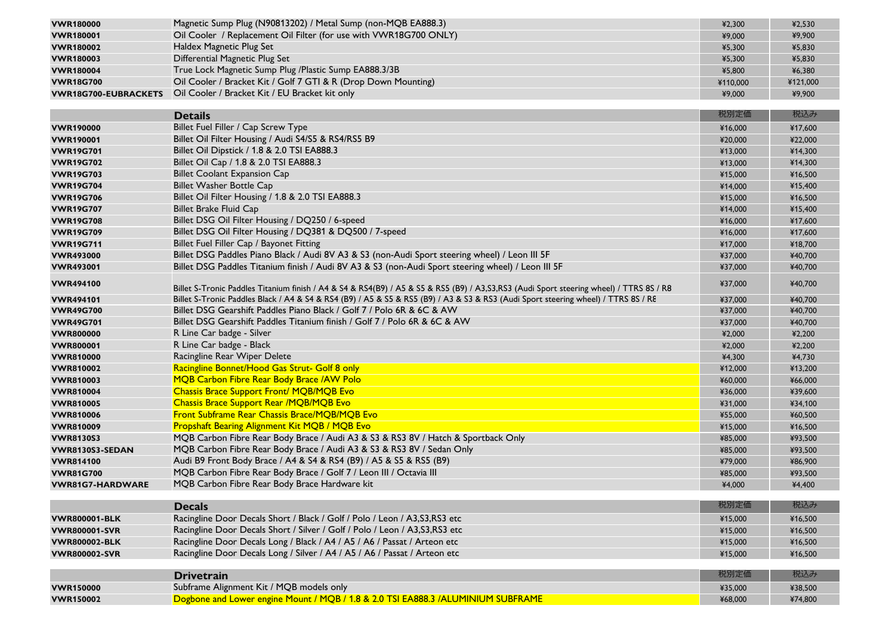| | | | |
|---|---|---|---|
| VWR180000 | Magnetic Sump Plug (N90813202) / Metal Sump (non-MQB EA888.3) | ¥2,300 | ¥2,530 |
| VWR180001 | Oil Cooler / Replacement Oil Filter (for use with VWR18G700 ONLY) | ¥9,000 | ¥9,900 |
| VWR180002 | Haldex Magnetic Plug Set | ¥5,300 | ¥5,830 |
| VWR180003 | Differential Magnetic Plug Set | ¥5,300 | ¥5,830 |
| VWR180004 | True Lock Magnetic Sump Plug /Plastic Sump EA888.3/3B | ¥5,800 | ¥6,380 |
| VWR18G700 | Oil Cooler / Bracket Kit / Golf 7 GTI & R (Drop Down Mounting) | ¥110,000 | ¥121,000 |
| VWR18G700-EUBRACKETS | Oil Cooler / Bracket Kit / EU Bracket kit only | ¥9,000 | ¥9,900 |

| | Details | 税別定価 | 税込み |
|---|---|---|---|
| VWR190000 | Billet Fuel Filler / Cap Screw Type | ¥16,000 | ¥17,600 |
| VWR190001 | Billet Oil Filter Housing / Audi S4/S5 & RS4/RS5 B9 | ¥20,000 | ¥22,000 |
| VWR19G701 | Billet Oil Dipstick / 1.8 & 2.0 TSI EA888.3 | ¥13,000 | ¥14,300 |
| VWR19G702 | Billet Oil Cap / 1.8 & 2.0 TSI EA888.3 | ¥13,000 | ¥14,300 |
| VWR19G703 | Billet Coolant Expansion Cap | ¥15,000 | ¥16,500 |
| VWR19G704 | Billet Washer Bottle Cap | ¥14,000 | ¥15,400 |
| VWR19G706 | Billet Oil Filter Housing / 1.8 & 2.0 TSI EA888.3 | ¥15,000 | ¥16,500 |
| VWR19G707 | Billet Brake Fluid Cap | ¥14,000 | ¥15,400 |
| VWR19G708 | Billet DSG Oil Filter Housing / DQ250 / 6-speed | ¥16,000 | ¥17,600 |
| VWR19G709 | Billet DSG Oil Filter Housing / DQ381 & DQ500 / 7-speed | ¥16,000 | ¥17,600 |
| VWR19G711 | Billet Fuel Filler Cap / Bayonet Fitting | ¥17,000 | ¥18,700 |
| VWR493000 | Billet DSG Paddles Piano Black / Audi 8V A3 & S3 (non-Audi Sport steering wheel) / Leon III 5F | ¥37,000 | ¥40,700 |
| VWR493001 | Billet DSG Paddles Titanium finish / Audi 8V A3 & S3 (non-Audi Sport steering wheel) / Leon III 5F | ¥37,000 | ¥40,700 |
| VWR494100 | Billet S-Tronic Paddles Titanium finish / A4 & S4 & RS4(B9) / A5 & S5 & RS5 (B9) / A3,S3,RS3 (Audi Sport steering wheel) / TTRS 8S / R8 | ¥37,000 | ¥40,700 |
| VWR494101 | Billet S-Tronic Paddles Black / A4 & S4 & RS4 (B9) / A5 & S5 & RS5 (B9) / A3 & S3 & RS3 (Audi Sport steering wheel) / TTRS 8S / R8 | ¥37,000 | ¥40,700 |
| VWR49G700 | Billet DSG Gearshift Paddles Piano Black / Golf 7 / Polo 6R & 6C & AW | ¥37,000 | ¥40,700 |
| VWR49G701 | Billet DSG Gearshift Paddles Titanium finish / Golf 7 / Polo 6R & 6C & AW | ¥37,000 | ¥40,700 |
| VWR800000 | R Line Car badge - Silver | ¥2,000 | ¥2,200 |
| VWR800001 | R Line Car badge - Black | ¥2,000 | ¥2,200 |
| VWR810000 | Racingline Rear Wiper Delete | ¥4,300 | ¥4,730 |
| VWR810002 | Racingline Bonnet/Hood Gas Strut- Golf 8 only | ¥12,000 | ¥13,200 |
| VWR810003 | MQB Carbon Fibre Rear Body Brace /AW Polo | ¥60,000 | ¥66,000 |
| VWR810004 | Chassis Brace Support Front/ MQB/MQB Evo | ¥36,000 | ¥39,600 |
| VWR810005 | Chassis Brace Support Rear /MQB/MQB Evo | ¥31,000 | ¥34,100 |
| VWR810006 | Front Subframe Rear Chassis Brace/MQB/MQB Evo | ¥55,000 | ¥60,500 |
| VWR810009 | Propshaft Bearing Alignment Kit MQB / MQB Evo | ¥15,000 | ¥16,500 |
| VWR8130S3 | MQB Carbon Fibre Rear Body Brace / Audi A3 & S3 & RS3 8V / Hatch & Sportback Only | ¥85,000 | ¥93,500 |
| VWR8130S3-SEDAN | MQB Carbon Fibre Rear Body Brace / Audi A3 & S3 & RS3 8V / Sedan Only | ¥85,000 | ¥93,500 |
| VWR814100 | Audi B9 Front Body Brace / A4 & S4 & RS4 (B9) / A5 & S5 & RS5 (B9) | ¥79,000 | ¥86,900 |
| VWR81G700 | MQB Carbon Fibre Rear Body Brace / Golf 7 / Leon III / Octavia III | ¥85,000 | ¥93,500 |
| VWR81G7-HARDWARE | MQB Carbon Fibre Rear Body Brace Hardware kit | ¥4,000 | ¥4,400 |

| | Decals | 税別定価 | 税込み |
|---|---|---|---|
| VWR800001-BLK | Racingline Door Decals Short / Black / Golf / Polo / Leon / A3,S3,RS3 etc | ¥15,000 | ¥16,500 |
| VWR800001-SVR | Racingline Door Decals Short / Silver / Golf / Polo / Leon / A3,S3,RS3 etc | ¥15,000 | ¥16,500 |
| VWR800002-BLK | Racingline Door Decals Long / Black / A4 / A5 / A6 / Passat / Arteon etc | ¥15,000 | ¥16,500 |
| VWR800002-SVR | Racingline Door Decals Long / Silver / A4 / A5 / A6 / Passat / Arteon etc | ¥15,000 | ¥16,500 |

| | Drivetrain | 税別定価 | 税込み |
|---|---|---|---|
| VWR150000 | Subframe Alignment Kit / MQB models only | ¥35,000 | ¥38,500 |
| VWR150002 | Dogbone and Lower engine Mount / MQB / 1.8 & 2.0 TSI EA888.3 /ALUMINIUM SUBFRAME | ¥68,000 | ¥74,800 |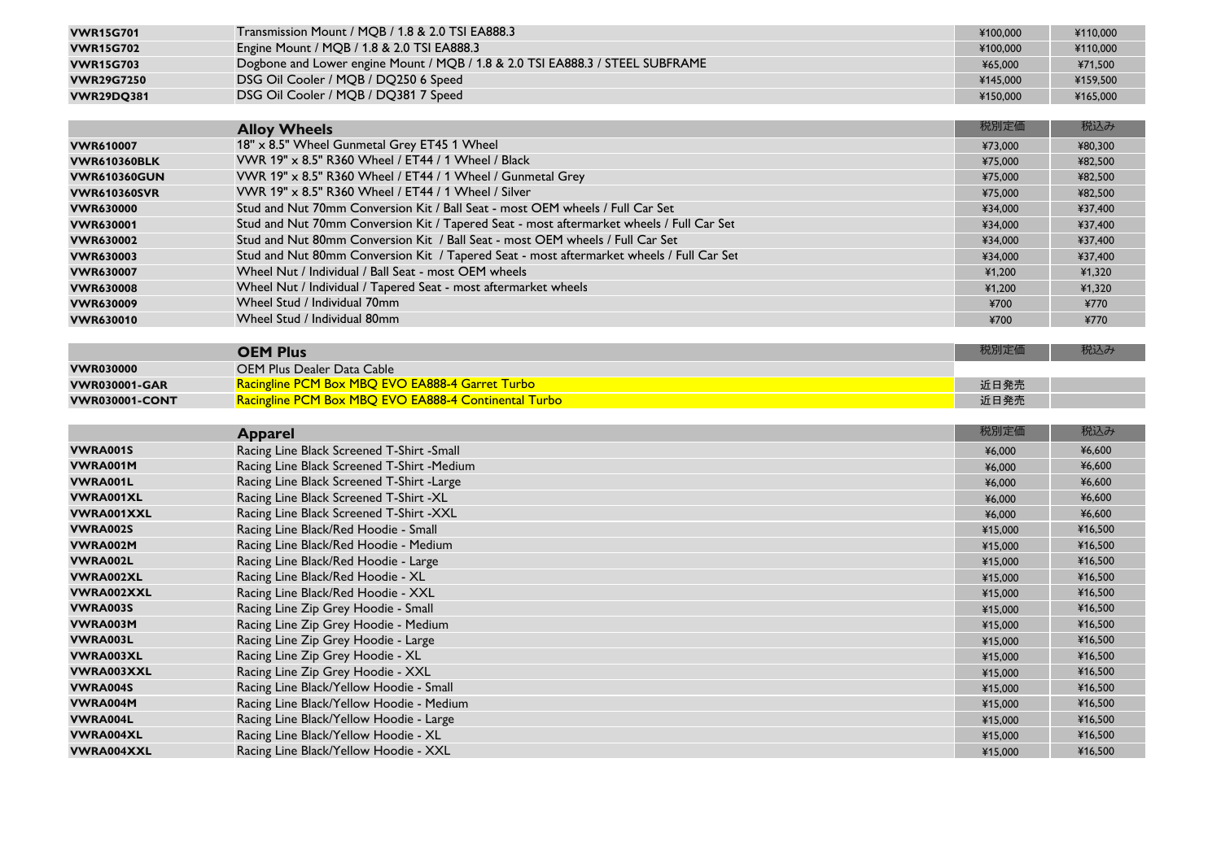| | | | |
|---|---|---|---|
| **VWR15G701** | Transmission Mount / MQB / 1.8 & 2.0 TSI EA888.3 | ¥100,000 | ¥110,000 |
| **VWR15G702** | Engine Mount / MQB / 1.8 & 2.0 TSI EA888.3 | ¥100,000 | ¥110,000 |
| **VWR15G703** | Dogbone and Lower engine Mount / MQB / 1.8 & 2.0 TSI EA888.3 / STEEL SUBFRAME | ¥65,000 | ¥71,500 |
| **VWR29G7250** | DSG Oil Cooler / MQB / DQ250 6 Speed | ¥145,000 | ¥159,500 |
| **VWR29DQ381** | DSG Oil Cooler / MQB / DQ381 7 Speed | ¥150,000 | ¥165,000 |

| | **Alloy Wheels** | 税別定価 | 税込み |
|---|---|---|---|
| **VWR610007** | 18" x 8.5" Wheel Gunmetal Grey ET45 1 Wheel | ¥73,000 | ¥80,300 |
| **VWR610360BLK** | VWR 19" x 8.5" R360 Wheel / ET44 / 1 Wheel / Black | ¥75,000 | ¥82,500 |
| **VWR610360GUN** | VWR 19" x 8.5" R360 Wheel / ET44 / 1 Wheel / Gunmetal Grey | ¥75,000 | ¥82,500 |
| **VWR610360SVR** | VWR 19" x 8.5" R360 Wheel / ET44 / 1 Wheel / Silver | ¥75,000 | ¥82,500 |
| **VWR630000** | Stud and Nut 70mm Conversion Kit / Ball Seat - most OEM wheels / Full Car Set | ¥34,000 | ¥37,400 |
| **VWR630001** | Stud and Nut 70mm Conversion Kit / Tapered Seat - most aftermarket wheels / Full Car Set | ¥34,000 | ¥37,400 |
| **VWR630002** | Stud and Nut 80mm Conversion Kit / Ball Seat - most OEM wheels / Full Car Set | ¥34,000 | ¥37,400 |
| **VWR630003** | Stud and Nut 80mm Conversion Kit / Tapered Seat - most aftermarket wheels / Full Car Set | ¥34,000 | ¥37,400 |
| **VWR630007** | Wheel Nut / Individual / Ball Seat - most OEM wheels | ¥1,200 | ¥1,320 |
| **VWR630008** | Wheel Nut / Individual / Tapered Seat - most aftermarket wheels | ¥1,200 | ¥1,320 |
| **VWR630009** | Wheel Stud / Individual 70mm | ¥700 | ¥770 |
| **VWR630010** | Wheel Stud / Individual 80mm | ¥700 | ¥770 |

| | **OEM Plus** | 税別定価 | 税込み |
|---|---|---|---|
| **VWR030000** | OEM Plus Dealer Data Cable | | |
| **VWR030001-GAR** | Racingline PCM Box MBQ EVO EA888-4 Garret Turbo | 近日発売 | |
| **VWR030001-CONT** | Racingline PCM Box MBQ EVO EA888-4 Continental Turbo | 近日発売 | |

| | **Apparel** | 税別定価 | 税込み |
|---|---|---|---|
| **VWRA001S** | Racing Line Black Screened T-Shirt -Small | ¥6,000 | ¥6,600 |
| **VWRA001M** | Racing Line Black Screened T-Shirt -Medium | ¥6,000 | ¥6,600 |
| **VWRA001L** | Racing Line Black Screened T-Shirt -Large | ¥6,000 | ¥6,600 |
| **VWRA001XL** | Racing Line Black Screened T-Shirt -XL | ¥6,000 | ¥6,600 |
| **VWRA001XXL** | Racing Line Black Screened T-Shirt -XXL | ¥6,000 | ¥6,600 |
| **VWRA002S** | Racing Line Black/Red Hoodie - Small | ¥15,000 | ¥16,500 |
| **VWRA002M** | Racing Line Black/Red Hoodie - Medium | ¥15,000 | ¥16,500 |
| **VWRA002L** | Racing Line Black/Red Hoodie - Large | ¥15,000 | ¥16,500 |
| **VWRA002XL** | Racing Line Black/Red Hoodie - XL | ¥15,000 | ¥16,500 |
| **VWRA002XXL** | Racing Line Black/Red Hoodie - XXL | ¥15,000 | ¥16,500 |
| **VWRA003S** | Racing Line Zip Grey Hoodie - Small | ¥15,000 | ¥16,500 |
| **VWRA003M** | Racing Line Zip Grey Hoodie - Medium | ¥15,000 | ¥16,500 |
| **VWRA003L** | Racing Line Zip Grey Hoodie - Large | ¥15,000 | ¥16,500 |
| **VWRA003XL** | Racing Line Zip Grey Hoodie - XL | ¥15,000 | ¥16,500 |
| **VWRA003XXL** | Racing Line Zip Grey Hoodie - XXL | ¥15,000 | ¥16,500 |
| **VWRA004S** | Racing Line Black/Yellow Hoodie - Small | ¥15,000 | ¥16,500 |
| **VWRA004M** | Racing Line Black/Yellow Hoodie - Medium | ¥15,000 | ¥16,500 |
| **VWRA004L** | Racing Line Black/Yellow Hoodie - Large | ¥15,000 | ¥16,500 |
| **VWRA004XL** | Racing Line Black/Yellow Hoodie - XL | ¥15,000 | ¥16,500 |
| **VWRA004XXL** | Racing Line Black/Yellow Hoodie - XXL | ¥15,000 | ¥16,500 |